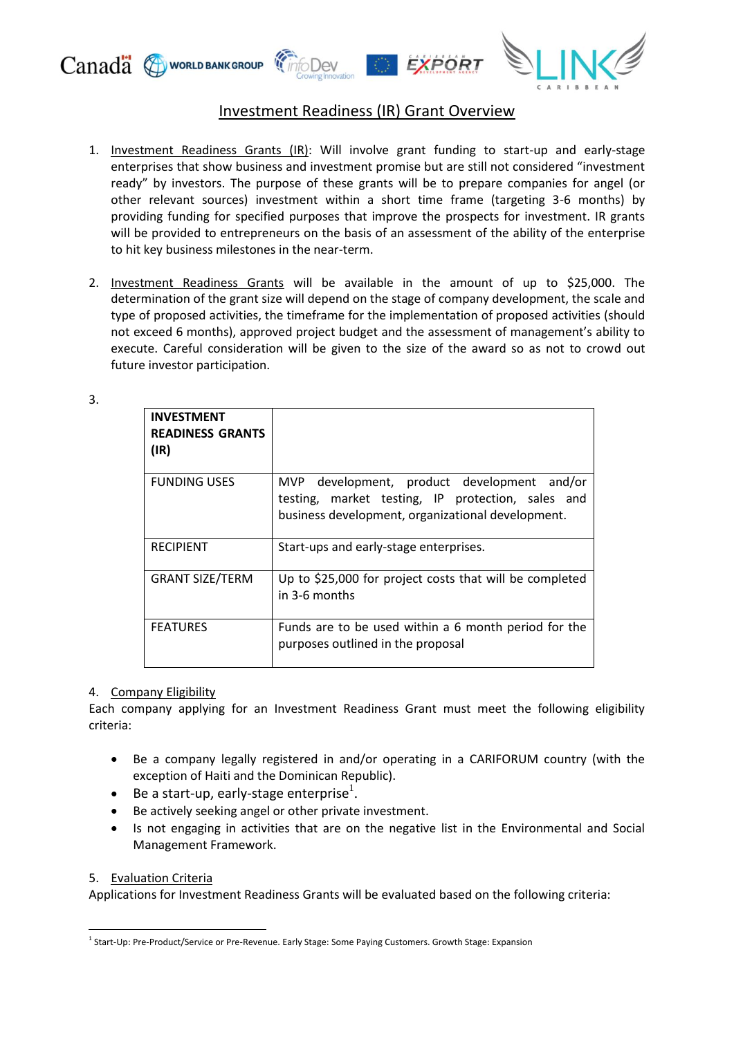# Investment Readiness (IR) Grant Overview

1. Investment Readiness Grants (IR): Will involve grant funding to start-up and early-stage enterprises that show business and investment promise but are still not considered "investment ready" by investors. The purpose of these grants will be to prepare companies for angel (or other relevant sources) investment within a short time frame (targeting 3-6 months) by providing funding for specified purposes that improve the prospects for investment. IR grants will be provided to entrepreneurs on the basis of an assessment of the ability of the enterprise to hit key business milestones in the near-term.

2. Investment Readiness Grants will be available in the amount of up to $25,000. The determination of the grant size will depend on the stage of company development, the scale and type of proposed activities, the timeframe for the implementation of proposed activities (should not exceed 6 months), approved project budget and the assessment of management's ability to execute. Careful consideration will be given to the size of the award so as not to crowd out future investor participation.

3.

| **INVESTMENT READINESS GRANTS (IR)** | |
|---|---|
| FUNDING USES | MVP development, product development and/or testing, market testing, IP protection, sales and business development, organizational development. |
| RECIPIENT | Start-ups and early-stage enterprises. |
| GRANT SIZE/TERM | Up to $25,000 for project costs that will be completed in 3-6 months |
| FEATURES | Funds are to be used within a 6 month period for the purposes outlined in the proposal |

4. Company Eligibility

Each company applying for an Investment Readiness Grant must meet the following eligibility criteria:

- Be a company legally registered in and/or operating in a CARIFORUM country (with the exception of Haiti and the Dominican Republic).
- Be a start-up, early-stage enterprise[1].
- Be actively seeking angel or other private investment.
- Is not engaging in activities that are on the negative list in the Environmental and Social Management Framework.

5. Evaluation Criteria

Applications for Investment Readiness Grants will be evaluated based on the following criteria:

[1] Start-Up: Pre-Product/Service or Pre-Revenue. Early Stage: Some Paying Customers. Growth Stage: Expansion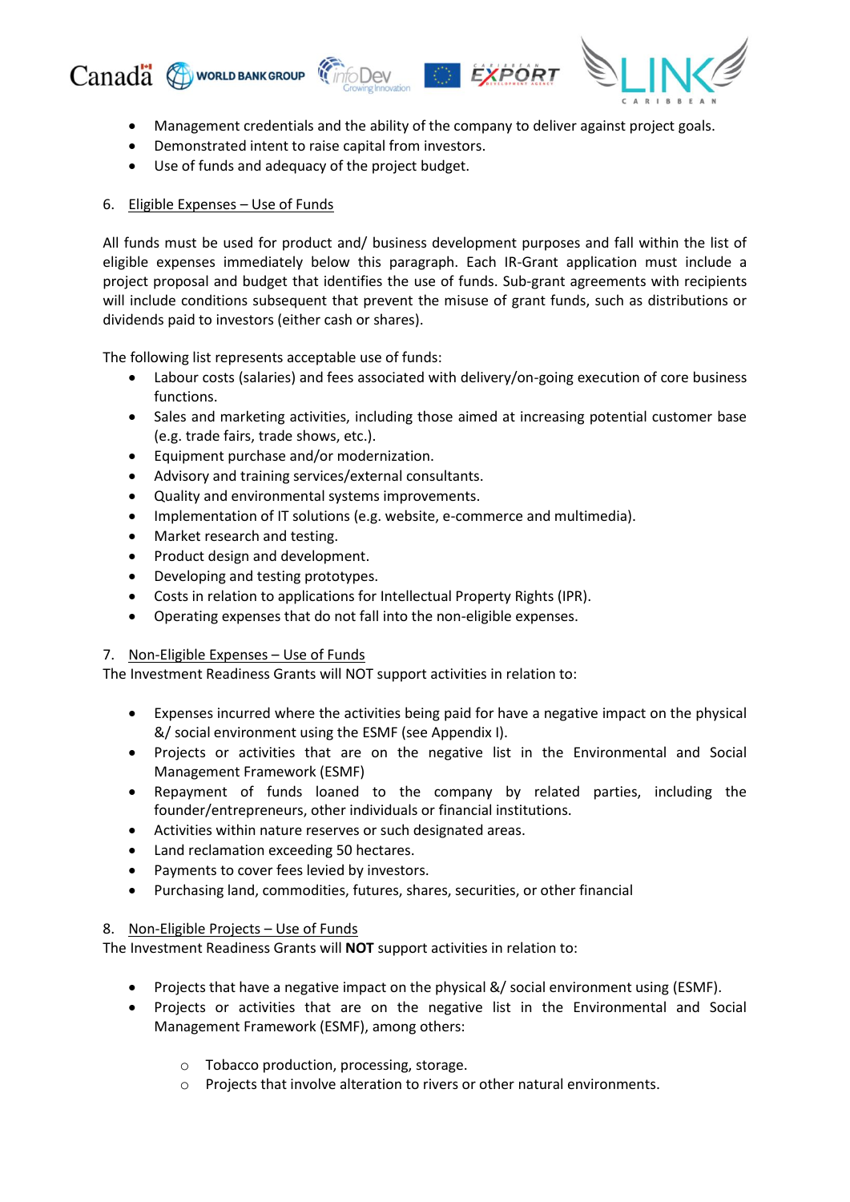- Management credentials and the ability of the company to deliver against project goals.
- Demonstrated intent to raise capital from investors.
- Use of funds and adequacy of the project budget.

6. Eligible Expenses – Use of Funds

All funds must be used for product and/ business development purposes and fall within the list of eligible expenses immediately below this paragraph. Each IR-Grant application must include a project proposal and budget that identifies the use of funds. Sub-grant agreements with recipients will include conditions subsequent that prevent the misuse of grant funds, such as distributions or dividends paid to investors (either cash or shares).

The following list represents acceptable use of funds:

- Labour costs (salaries) and fees associated with delivery/on-going execution of core business functions.
- Sales and marketing activities, including those aimed at increasing potential customer base (e.g. trade fairs, trade shows, etc.).
- Equipment purchase and/or modernization.
- Advisory and training services/external consultants.
- Quality and environmental systems improvements.
- Implementation of IT solutions (e.g. website, e-commerce and multimedia).
- Market research and testing.
- Product design and development.
- Developing and testing prototypes.
- Costs in relation to applications for Intellectual Property Rights (IPR).
- Operating expenses that do not fall into the non-eligible expenses.

7. Non-Eligible Expenses – Use of Funds

The Investment Readiness Grants will NOT support activities in relation to:

- Expenses incurred where the activities being paid for have a negative impact on the physical &/ social environment using the ESMF (see Appendix I).
- Projects or activities that are on the negative list in the Environmental and Social Management Framework (ESMF)
- Repayment of funds loaned to the company by related parties, including the founder/entrepreneurs, other individuals or financial institutions.
- Activities within nature reserves or such designated areas.
- Land reclamation exceeding 50 hectares.
- Payments to cover fees levied by investors.
- Purchasing land, commodities, futures, shares, securities, or other financial

8. Non-Eligible Projects – Use of Funds

The Investment Readiness Grants will **NOT** support activities in relation to:

- Projects that have a negative impact on the physical &/ social environment using (ESMF).
- Projects or activities that are on the negative list in the Environmental and Social Management Framework (ESMF), among others:
    - Tobacco production, processing, storage.
    - Projects that involve alteration to rivers or other natural environments.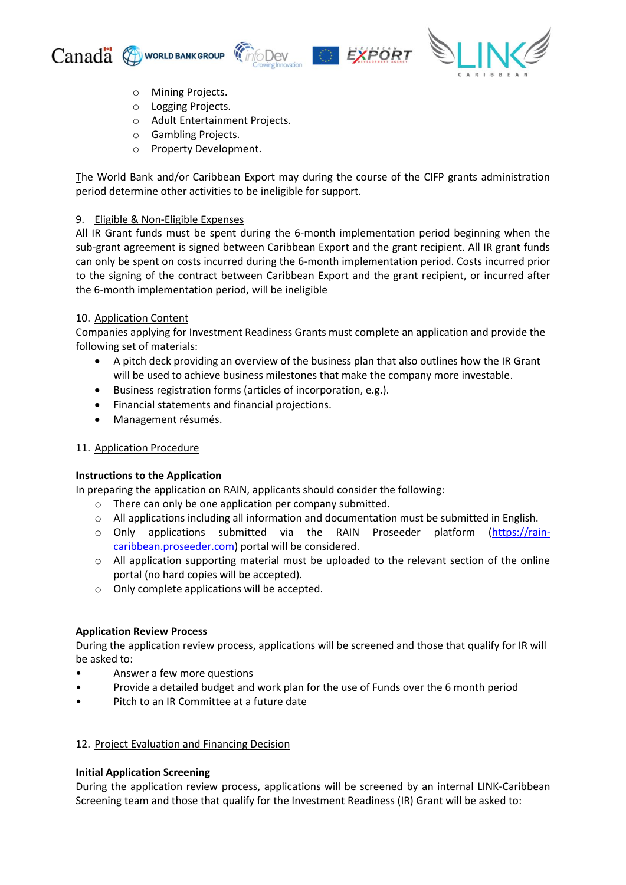- Mining Projects.
- Logging Projects.
- Adult Entertainment Projects.
- Gambling Projects.
- Property Development.

The World Bank and/or Caribbean Export may during the course of the CIFP grants administration period determine other activities to be ineligible for support.

9. Eligible & Non-Eligible Expenses

All IR Grant funds must be spent during the 6-month implementation period beginning when the sub-grant agreement is signed between Caribbean Export and the grant recipient. All IR grant funds can only be spent on costs incurred during the 6-month implementation period. Costs incurred prior to the signing of the contract between Caribbean Export and the grant recipient, or incurred after the 6-month implementation period, will be ineligible

10. Application Content

Companies applying for Investment Readiness Grants must complete an application and provide the following set of materials:

- A pitch deck providing an overview of the business plan that also outlines how the IR Grant will be used to achieve business milestones that make the company more investable.
- Business registration forms (articles of incorporation, e.g.).
- Financial statements and financial projections.
- Management résumés.

11. Application Procedure

**Instructions to the Application**

In preparing the application on RAIN, applicants should consider the following:

- There can only be one application per company submitted.
- All applications including all information and documentation must be submitted in English.
- Only applications submitted via the RAIN Proseeder platform (https://rain-caribbean.proseeder.com) portal will be considered.
- All application supporting material must be uploaded to the relevant section of the online portal (no hard copies will be accepted).
- Only complete applications will be accepted.

**Application Review Process**

During the application review process, applications will be screened and those that qualify for IR will be asked to:

- Answer a few more questions
- Provide a detailed budget and work plan for the use of Funds over the 6 month period
- Pitch to an IR Committee at a future date

12. Project Evaluation and Financing Decision

**Initial Application Screening**

During the application review process, applications will be screened by an internal LINK-Caribbean Screening team and those that qualify for the Investment Readiness (IR) Grant will be asked to: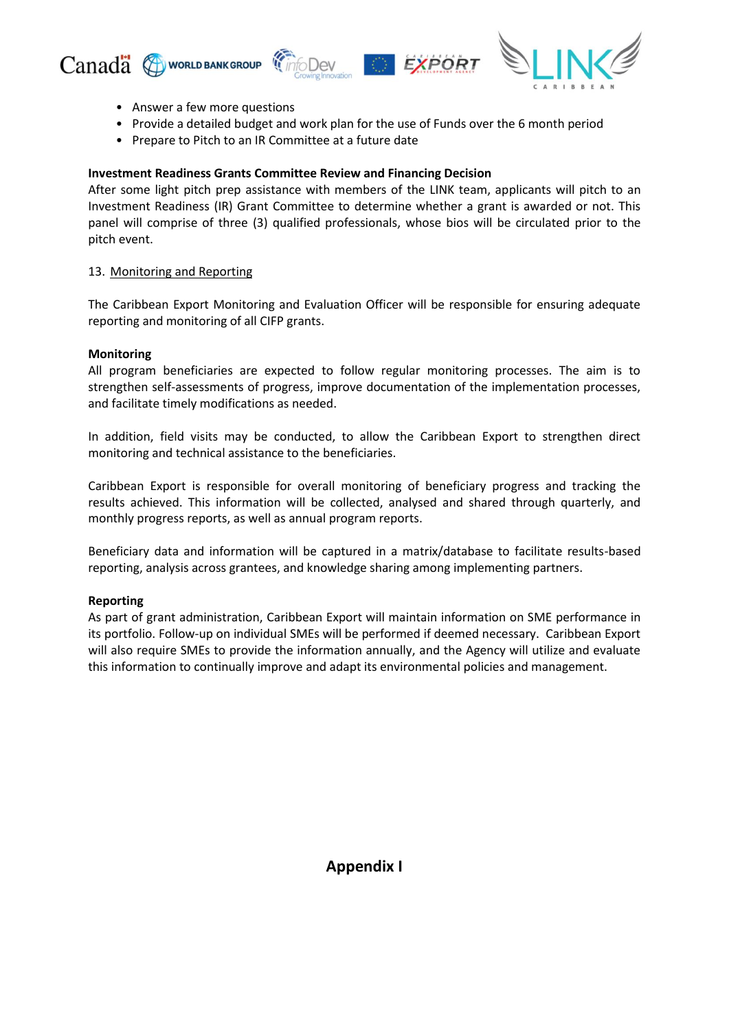- Answer a few more questions
- Provide a detailed budget and work plan for the use of Funds over the 6 month period
- Prepare to Pitch to an IR Committee at a future date

**Investment Readiness Grants Committee Review and Financing Decision**

After some light pitch prep assistance with members of the LINK team, applicants will pitch to an Investment Readiness (IR) Grant Committee to determine whether a grant is awarded or not. This panel will comprise of three (3) qualified professionals, whose bios will be circulated prior to the pitch event.

13. Monitoring and Reporting

The Caribbean Export Monitoring and Evaluation Officer will be responsible for ensuring adequate reporting and monitoring of all CIFP grants.

**Monitoring**

All program beneficiaries are expected to follow regular monitoring processes. The aim is to strengthen self-assessments of progress, improve documentation of the implementation processes, and facilitate timely modifications as needed.

In addition, field visits may be conducted, to allow the Caribbean Export to strengthen direct monitoring and technical assistance to the beneficiaries.

Caribbean Export is responsible for overall monitoring of beneficiary progress and tracking the results achieved. This information will be collected, analysed and shared through quarterly, and monthly progress reports, as well as annual program reports.

Beneficiary data and information will be captured in a matrix/database to facilitate results-based reporting, analysis across grantees, and knowledge sharing among implementing partners.

**Reporting**

As part of grant administration, Caribbean Export will maintain information on SME performance in its portfolio. Follow-up on individual SMEs will be performed if deemed necessary. Caribbean Export will also require SMEs to provide the information annually, and the Agency will utilize and evaluate this information to continually improve and adapt its environmental policies and management.

## Appendix I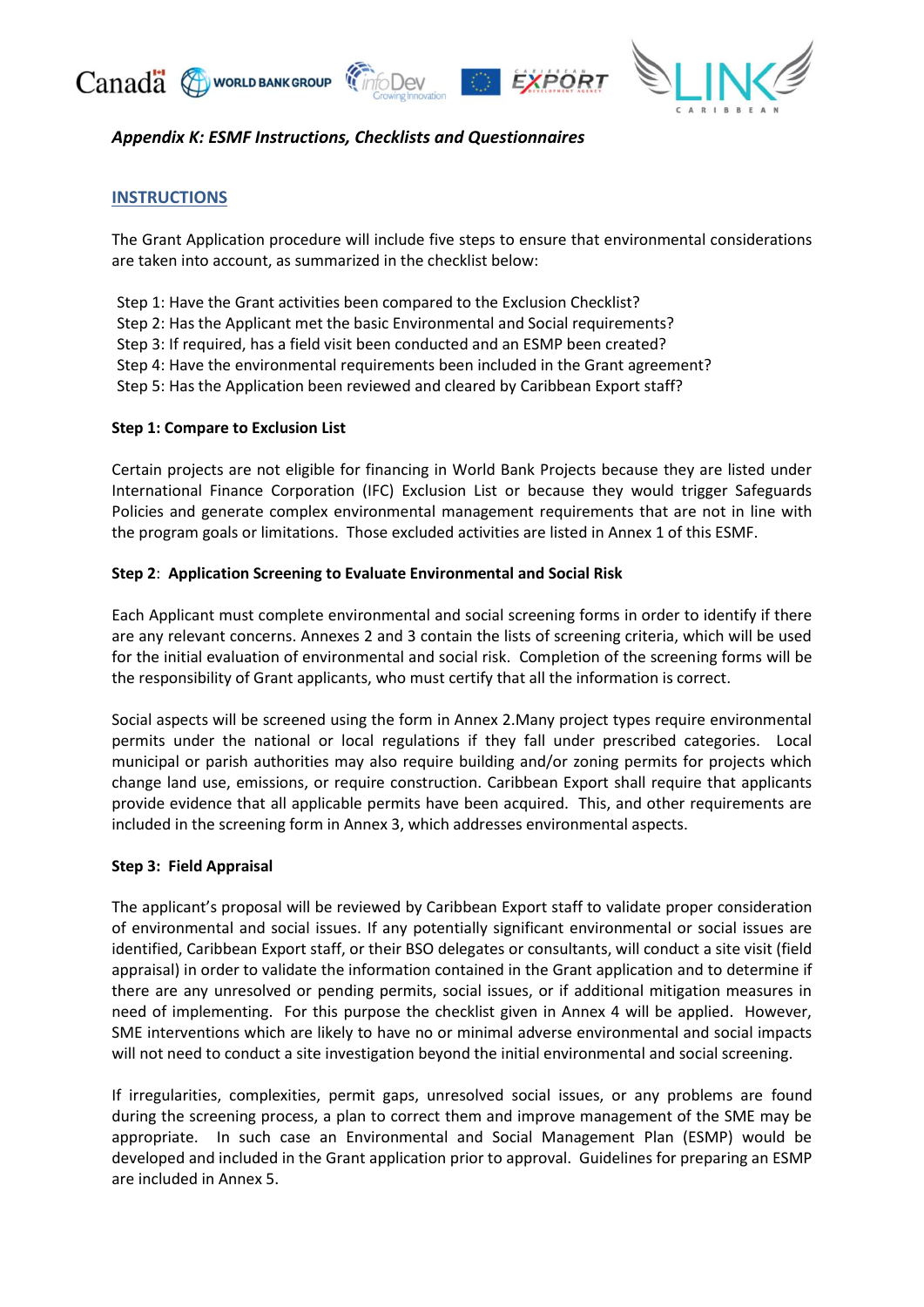*Appendix K: ESMF Instructions, Checklists and Questionnaires*

## INSTRUCTIONS

The Grant Application procedure will include five steps to ensure that environmental considerations are taken into account, as summarized in the checklist below:

Step 1: Have the Grant activities been compared to the Exclusion Checklist?
Step 2: Has the Applicant met the basic Environmental and Social requirements?
Step 3: If required, has a field visit been conducted and an ESMP been created?
Step 4: Have the environmental requirements been included in the Grant agreement?
Step 5: Has the Application been reviewed and cleared by Caribbean Export staff?

**Step 1: Compare to Exclusion List**

Certain projects are not eligible for financing in World Bank Projects because they are listed under International Finance Corporation (IFC) Exclusion List or because they would trigger Safeguards Policies and generate complex environmental management requirements that are not in line with the program goals or limitations. Those excluded activities are listed in Annex 1 of this ESMF.

**Step 2**: **Application Screening to Evaluate Environmental and Social Risk**

Each Applicant must complete environmental and social screening forms in order to identify if there are any relevant concerns. Annexes 2 and 3 contain the lists of screening criteria, which will be used for the initial evaluation of environmental and social risk. Completion of the screening forms will be the responsibility of Grant applicants, who must certify that all the information is correct.

Social aspects will be screened using the form in Annex 2.Many project types require environmental permits under the national or local regulations if they fall under prescribed categories. Local municipal or parish authorities may also require building and/or zoning permits for projects which change land use, emissions, or require construction. Caribbean Export shall require that applicants provide evidence that all applicable permits have been acquired. This, and other requirements are included in the screening form in Annex 3, which addresses environmental aspects.

**Step 3: Field Appraisal**

The applicant's proposal will be reviewed by Caribbean Export staff to validate proper consideration of environmental and social issues. If any potentially significant environmental or social issues are identified, Caribbean Export staff, or their BSO delegates or consultants, will conduct a site visit (field appraisal) in order to validate the information contained in the Grant application and to determine if there are any unresolved or pending permits, social issues, or if additional mitigation measures in need of implementing. For this purpose the checklist given in Annex 4 will be applied. However, SME interventions which are likely to have no or minimal adverse environmental and social impacts will not need to conduct a site investigation beyond the initial environmental and social screening.

If irregularities, complexities, permit gaps, unresolved social issues, or any problems are found during the screening process, a plan to correct them and improve management of the SME may be appropriate. In such case an Environmental and Social Management Plan (ESMP) would be developed and included in the Grant application prior to approval. Guidelines for preparing an ESMP are included in Annex 5.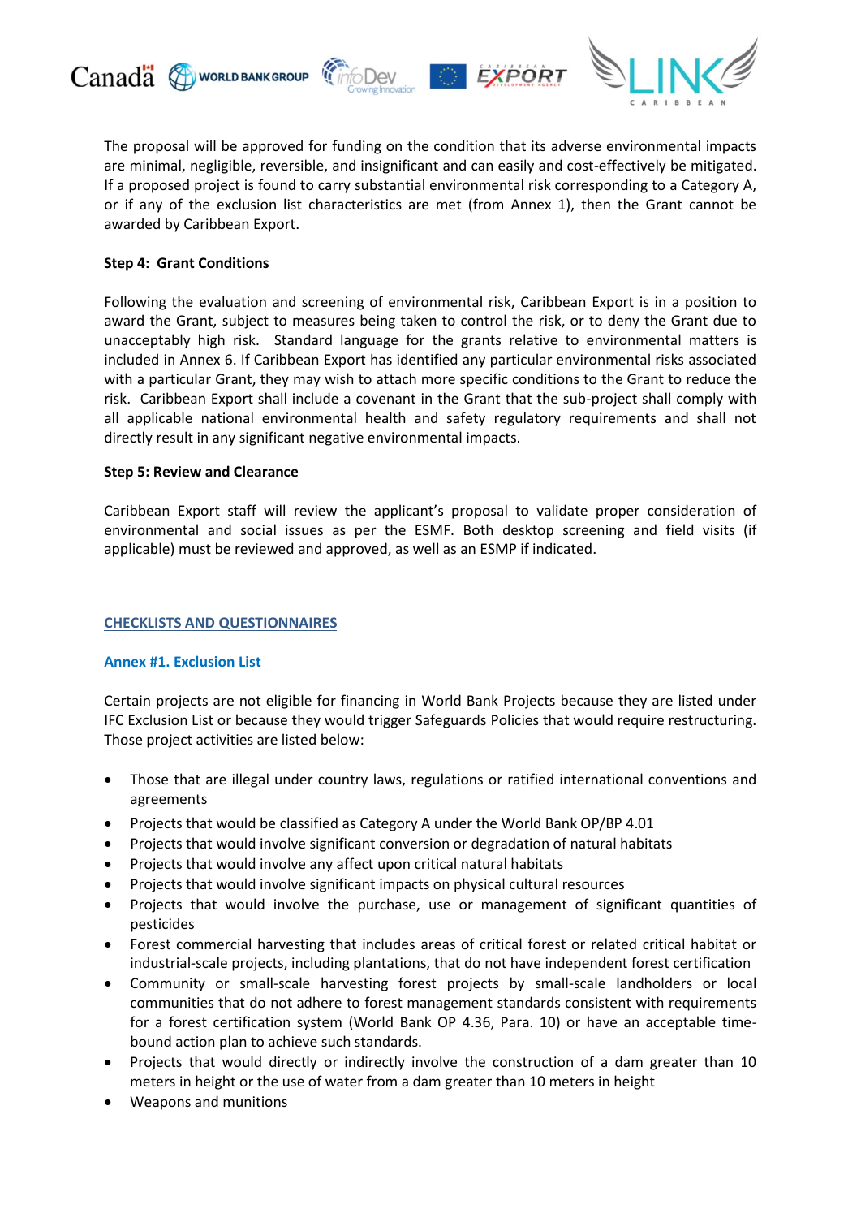The proposal will be approved for funding on the condition that its adverse environmental impacts are minimal, negligible, reversible, and insignificant and can easily and cost-effectively be mitigated. If a proposed project is found to carry substantial environmental risk corresponding to a Category A, or if any of the exclusion list characteristics are met (from Annex 1), then the Grant cannot be awarded by Caribbean Export.

**Step 4: Grant Conditions**

Following the evaluation and screening of environmental risk, Caribbean Export is in a position to award the Grant, subject to measures being taken to control the risk, or to deny the Grant due to unacceptably high risk. Standard language for the grants relative to environmental matters is included in Annex 6. If Caribbean Export has identified any particular environmental risks associated with a particular Grant, they may wish to attach more specific conditions to the Grant to reduce the risk. Caribbean Export shall include a covenant in the Grant that the sub-project shall comply with all applicable national environmental health and safety regulatory requirements and shall not directly result in any significant negative environmental impacts.

**Step 5: Review and Clearance**

Caribbean Export staff will review the applicant's proposal to validate proper consideration of environmental and social issues as per the ESMF. Both desktop screening and field visits (if applicable) must be reviewed and approved, as well as an ESMP if indicated.

## CHECKLISTS AND QUESTIONNAIRES

### Annex #1. Exclusion List

Certain projects are not eligible for financing in World Bank Projects because they are listed under IFC Exclusion List or because they would trigger Safeguards Policies that would require restructuring. Those project activities are listed below:

- Those that are illegal under country laws, regulations or ratified international conventions and agreements
- Projects that would be classified as Category A under the World Bank OP/BP 4.01
- Projects that would involve significant conversion or degradation of natural habitats
- Projects that would involve any affect upon critical natural habitats
- Projects that would involve significant impacts on physical cultural resources
- Projects that would involve the purchase, use or management of significant quantities of pesticides
- Forest commercial harvesting that includes areas of critical forest or related critical habitat or industrial-scale projects, including plantations, that do not have independent forest certification
- Community or small-scale harvesting forest projects by small-scale landholders or local communities that do not adhere to forest management standards consistent with requirements for a forest certification system (World Bank OP 4.36, Para. 10) or have an acceptable time-bound action plan to achieve such standards.
- Projects that would directly or indirectly involve the construction of a dam greater than 10 meters in height or the use of water from a dam greater than 10 meters in height
- Weapons and munitions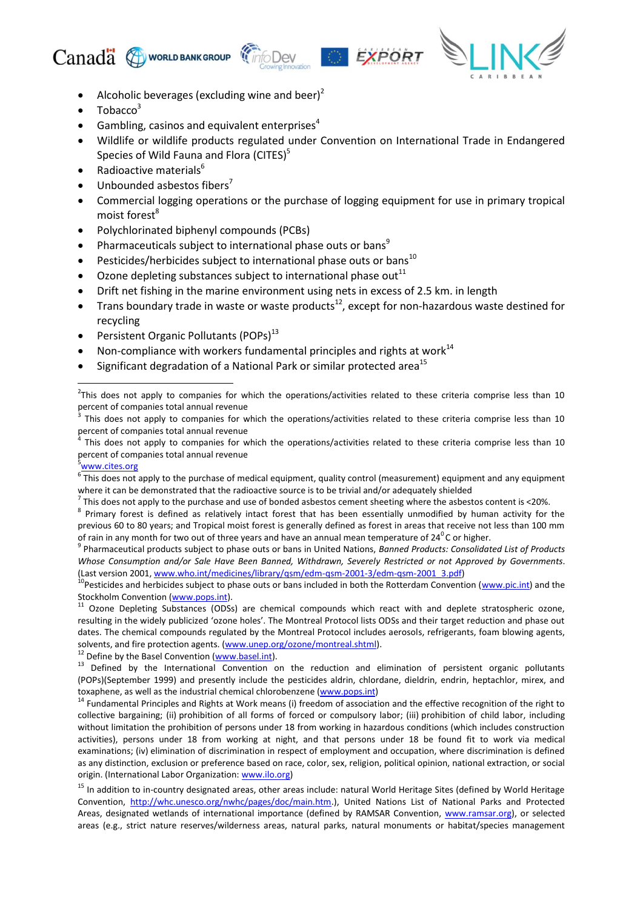- Alcoholic beverages (excluding wine and beer)[2]
- Tobacco[3]
- Gambling, casinos and equivalent enterprises[4]
- Wildlife or wildlife products regulated under Convention on International Trade in Endangered Species of Wild Fauna and Flora (CITES)[5]
- Radioactive materials[6]
- Unbounded asbestos fibers[7]
- Commercial logging operations or the purchase of logging equipment for use in primary tropical moist forest[8]
- Polychlorinated biphenyl compounds (PCBs)
- Pharmaceuticals subject to international phase outs or bans[9]
- Pesticides/herbicides subject to international phase outs or bans[10]
- Ozone depleting substances subject to international phase out[11]
- Drift net fishing in the marine environment using nets in excess of 2.5 km. in length
- Trans boundary trade in waste or waste products[12], except for non-hazardous waste destined for recycling
- Persistent Organic Pollutants (POPs)[13]
- Non-compliance with workers fundamental principles and rights at work[14]
- Significant degradation of a National Park or similar protected area[15]

---

[2] This does not apply to companies for which the operations/activities related to these criteria comprise less than 10 percent of companies total annual revenue

[3] This does not apply to companies for which the operations/activities related to these criteria comprise less than 10 percent of companies total annual revenue

[4] This does not apply to companies for which the operations/activities related to these criteria comprise less than 10 percent of companies total annual revenue

[5] www.cites.org

[6] This does not apply to the purchase of medical equipment, quality control (measurement) equipment and any equipment where it can be demonstrated that the radioactive source is to be trivial and/or adequately shielded

[7] This does not apply to the purchase and use of bonded asbestos cement sheeting where the asbestos content is <20%.

[8] Primary forest is defined as relatively intact forest that has been essentially unmodified by human activity for the previous 60 to 80 years; and Tropical moist forest is generally defined as forest in areas that receive not less than 100 mm of rain in any month for two out of three years and have an annual mean temperature of $24^0$C or higher.

[9] Pharmaceutical products subject to phase outs or bans in United Nations, *Banned Products: Consolidated List of Products Whose Consumption and/or Sale Have Been Banned, Withdrawn, Severely Restricted or not Approved by Governments*. (Last version 2001, www.who.int/medicines/library/qsm/edm-qsm-2001-3/edm-qsm-2001_3.pdf)

[10] Pesticides and herbicides subject to phase outs or bans included in both the Rotterdam Convention (www.pic.int) and the Stockholm Convention (www.pops.int).

[11] Ozone Depleting Substances (ODSs) are chemical compounds which react with and deplete stratospheric ozone, resulting in the widely publicized 'ozone holes'. The Montreal Protocol lists ODSs and their target reduction and phase out dates. The chemical compounds regulated by the Montreal Protocol includes aerosols, refrigerants, foam blowing agents, solvents, and fire protection agents. (www.unep.org/ozone/montreal.shtml).

[12] Define by the Basel Convention (www.basel.int).

[13] Defined by the International Convention on the reduction and elimination of persistent organic pollutants (POPs)(September 1999) and presently include the pesticides aldrin, chlordane, dieldrin, endrin, heptachlor, mirex, and toxaphene, as well as the industrial chemical chlorobenzene (www.pops.int)

[14] Fundamental Principles and Rights at Work means (i) freedom of association and the effective recognition of the right to collective bargaining; (ii) prohibition of all forms of forced or compulsory labor; (iii) prohibition of child labor, including without limitation the prohibition of persons under 18 from working in hazardous conditions (which includes construction activities), persons under 18 from working at night, and that persons under 18 be found fit to work via medical examinations; (iv) elimination of discrimination in respect of employment and occupation, where discrimination is defined as any distinction, exclusion or preference based on race, color, sex, religion, political opinion, national extraction, or social origin. (International Labor Organization: www.ilo.org)

[15] In addition to in-country designated areas, other areas include: natural World Heritage Sites (defined by World Heritage Convention, http://whc.unesco.org/nwhc/pages/doc/main.htm.), United Nations List of National Parks and Protected Areas, designated wetlands of international importance (defined by RAMSAR Convention, www.ramsar.org), or selected areas (e.g., strict nature reserves/wilderness areas, natural parks, natural monuments or habitat/species management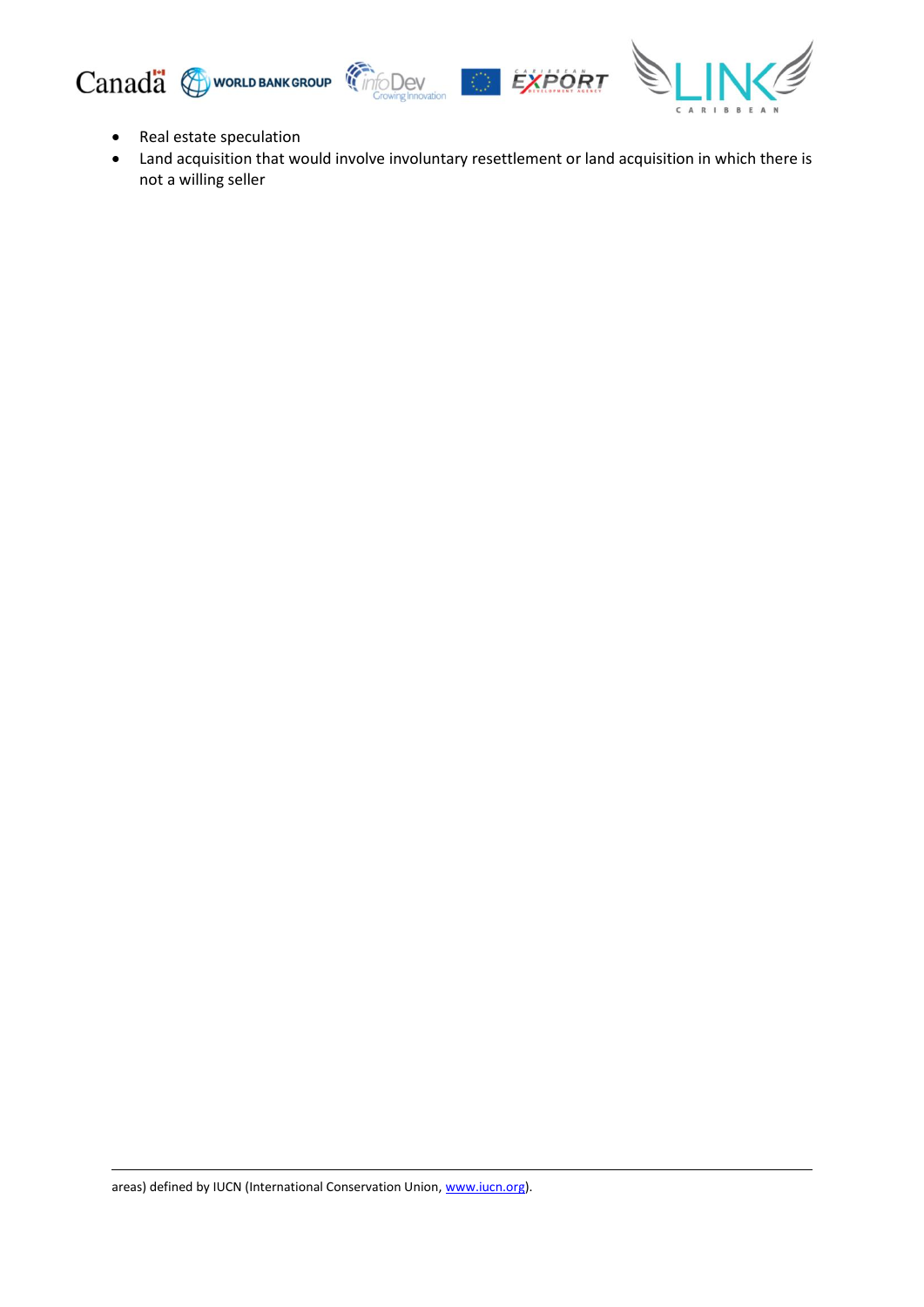- Real estate speculation
- Land acquisition that would involve involuntary resettlement or land acquisition in which there is not a willing seller

areas) defined by IUCN (International Conservation Union, www.iucn.org).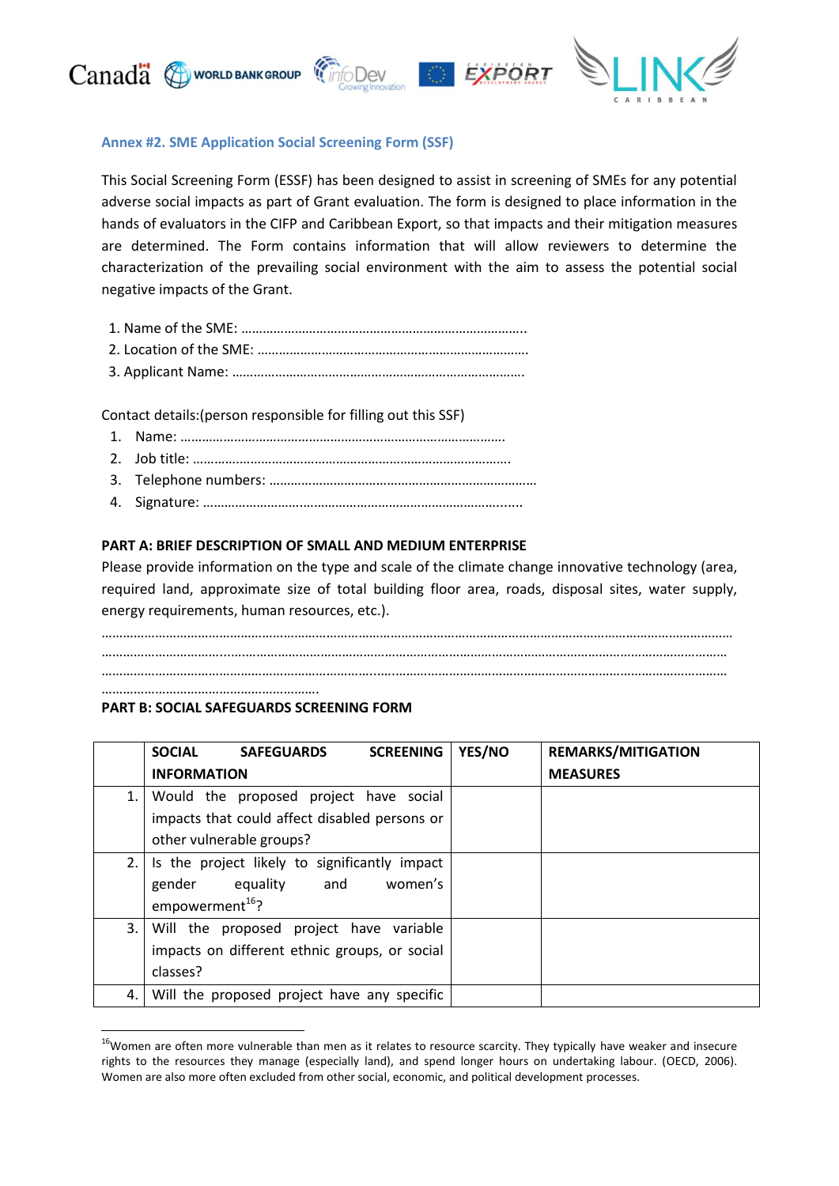## Annex #2. SME Application Social Screening Form (SSF)

This Social Screening Form (ESSF) has been designed to assist in screening of SMEs for any potential adverse social impacts as part of Grant evaluation. The form is designed to place information in the hands of evaluators in the CIFP and Caribbean Export, so that impacts and their mitigation measures are determined. The Form contains information that will allow reviewers to determine the characterization of the prevailing social environment with the aim to assess the potential social negative impacts of the Grant.

1. Name of the SME: ……………………………………………………………………..
2. Location of the SME: …………………………………………………………………
3. Applicant Name: ……………………………………………………………………….

Contact details:(person responsible for filling out this SSF)

1. Name: ………………………………………………………………………………
2. Job title: …………………………………………………………………………….
3. Telephone numbers: …………………………………………………………………
4. Signature: ……………………………………………………………………………...

**PART A: BRIEF DESCRIPTION OF SMALL AND MEDIUM ENTERPRISE**

Please provide information on the type and scale of the climate change innovative technology (area, required land, approximate size of total building floor area, roads, disposal sites, water supply, energy requirements, human resources, etc.).

……………………………………………………………………………………………………………………………………………………
……………………………………………………………………………………………………………………………………………………
……………………………………………………………………………………………………………………………………………………
…………………………………………………….

**PART B: SOCIAL SAFEGUARDS SCREENING FORM**

| | SOCIAL SAFEGUARDS SCREENING INFORMATION | YES/NO | REMARKS/MITIGATION MEASURES |
|---|---|---|---|
| 1. | Would the proposed project have social impacts that could affect disabled persons or other vulnerable groups? | | |
| 2. | Is the project likely to significantly impact gender equality and women's empowerment[16]? | | |
| 3. | Will the proposed project have variable impacts on different ethnic groups, or social classes? | | |
| 4. | Will the proposed project have any specific | | |

[16]Women are often more vulnerable than men as it relates to resource scarcity. They typically have weaker and insecure rights to the resources they manage (especially land), and spend longer hours on undertaking labour. (OECD, 2006). Women are also more often excluded from other social, economic, and political development processes.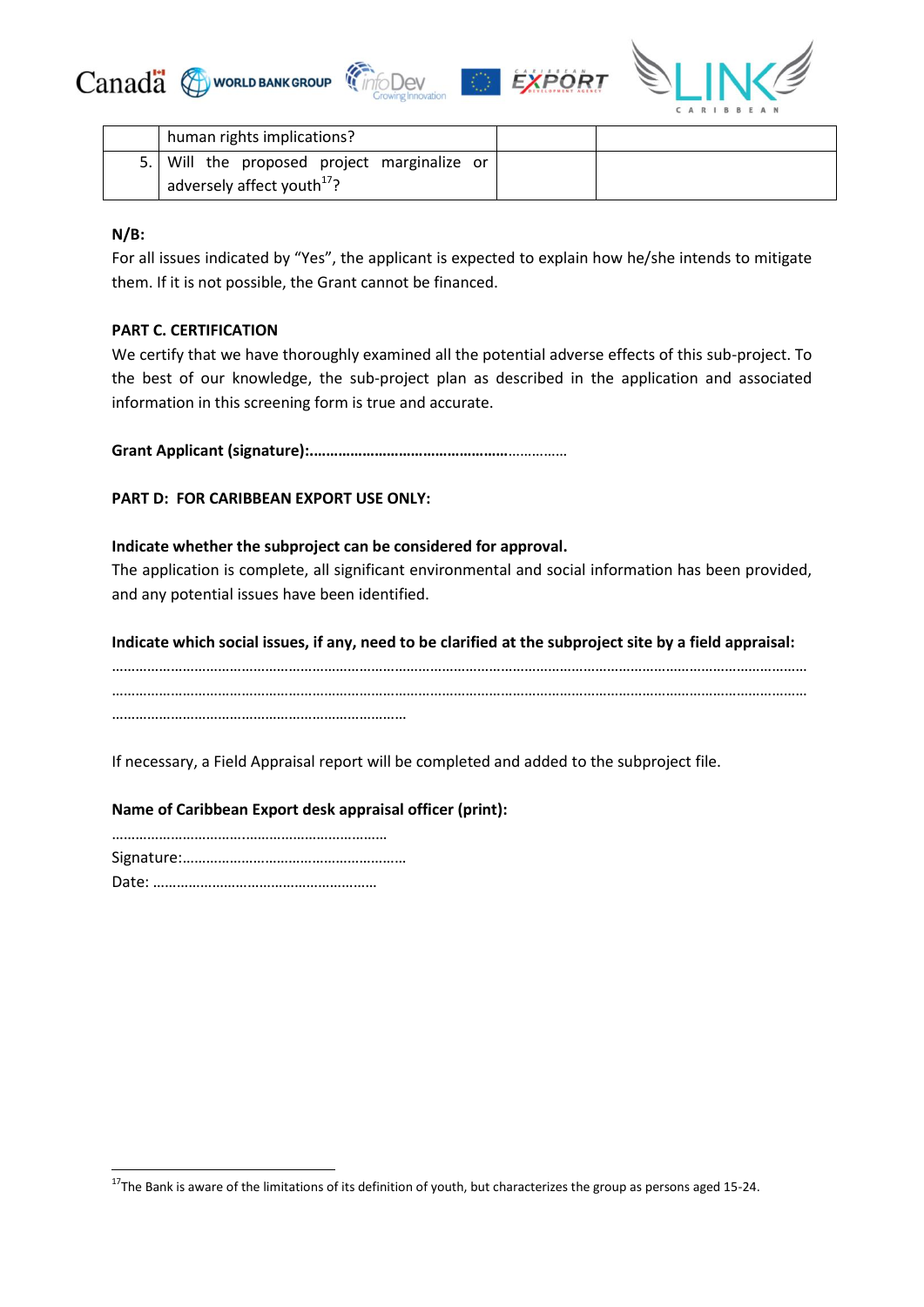|  | human rights implications? |  |  |
| --- | --- | --- | --- |
| 5. | Will the proposed project marginalize or adversely affect youth[17]? |  |  |

**N/B:**

For all issues indicated by "Yes", the applicant is expected to explain how he/she intends to mitigate them. If it is not possible, the Grant cannot be financed.

**PART C. CERTIFICATION**

We certify that we have thoroughly examined all the potential adverse effects of this sub-project. To the best of our knowledge, the sub-project plan as described in the application and associated information in this screening form is true and accurate.

**Grant Applicant (signature):……………………………………………**……………

**PART D: FOR CARIBBEAN EXPORT USE ONLY:**

**Indicate whether the subproject can be considered for approval.**

The application is complete, all significant environmental and social information has been provided, and any potential issues have been identified.

**Indicate which social issues, if any, need to be clarified at the subproject site by a field appraisal:**

………………………………………………………………………………………………………………………………………………………
………………………………………………………………………………………………………………………………………………………
…………………………………………………………………

If necessary, a Field Appraisal report will be completed and added to the subproject file.

**Name of Caribbean Export desk appraisal officer (print):**

……………………………………………………………
Signature:…………………………………………………
Date: …………………………………………………

[17] The Bank is aware of the limitations of its definition of youth, but characterizes the group as persons aged 15-24.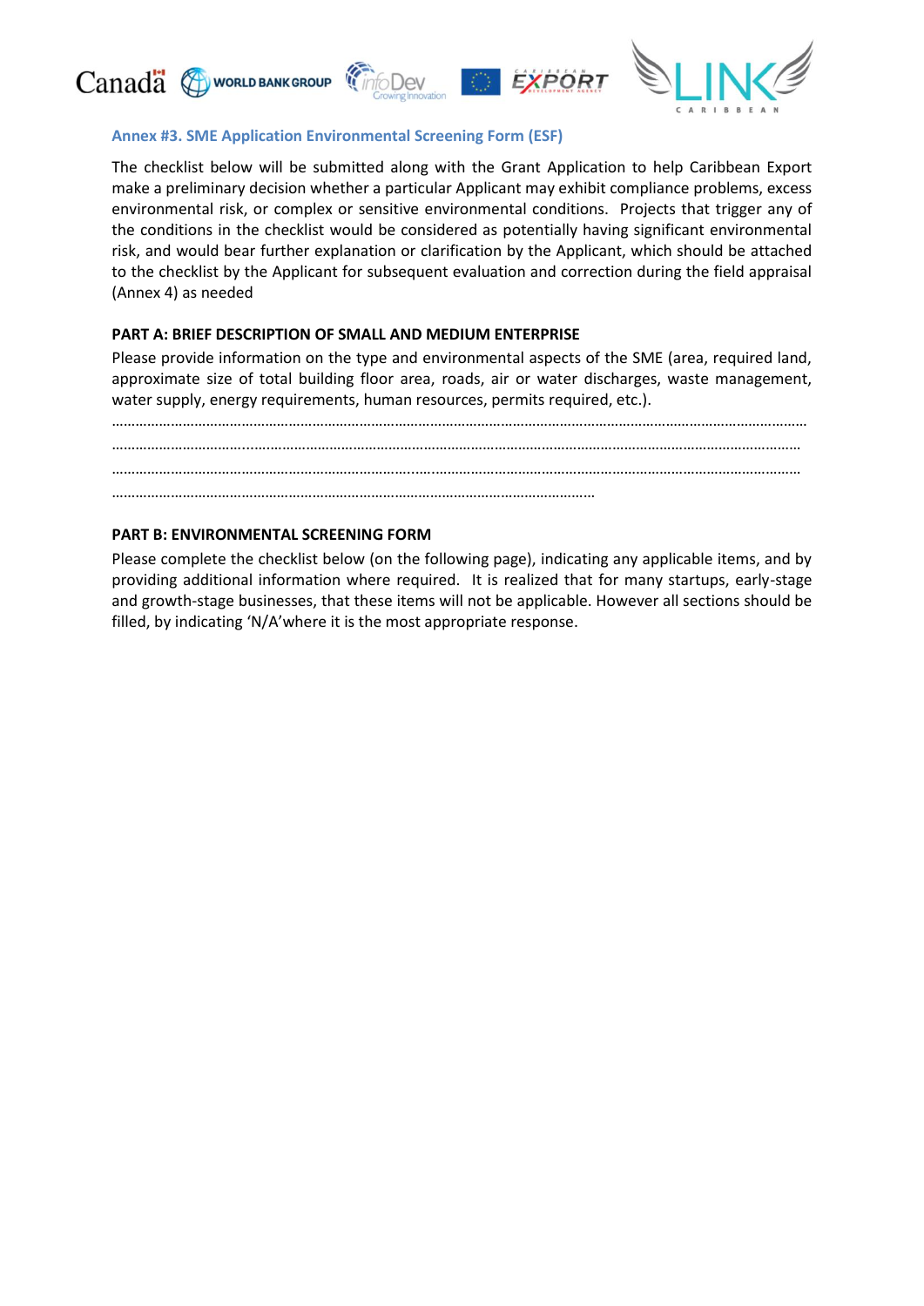## Annex #3. SME Application Environmental Screening Form (ESF)

The checklist below will be submitted along with the Grant Application to help Caribbean Export make a preliminary decision whether a particular Applicant may exhibit compliance problems, excess environmental risk, or complex or sensitive environmental conditions. Projects that trigger any of the conditions in the checklist would be considered as potentially having significant environmental risk, and would bear further explanation or clarification by the Applicant, which should be attached to the checklist by the Applicant for subsequent evaluation and correction during the field appraisal (Annex 4) as needed

**PART A: BRIEF DESCRIPTION OF SMALL AND MEDIUM ENTERPRISE**

Please provide information on the type and environmental aspects of the SME (area, required land, approximate size of total building floor area, roads, air or water discharges, waste management, water supply, energy requirements, human resources, permits required, etc.).

………………………………………………………………………………………………………………………………………………………

………………………………………………………………………………………………………………………………………………………

………………………………………………………………………………………………………………………………………………………

…………………………………………………………………………………………………………………

**PART B: ENVIRONMENTAL SCREENING FORM**

Please complete the checklist below (on the following page), indicating any applicable items, and by providing additional information where required. It is realized that for many startups, early-stage and growth-stage businesses, that these items will not be applicable. However all sections should be filled, by indicating 'N/A'where it is the most appropriate response.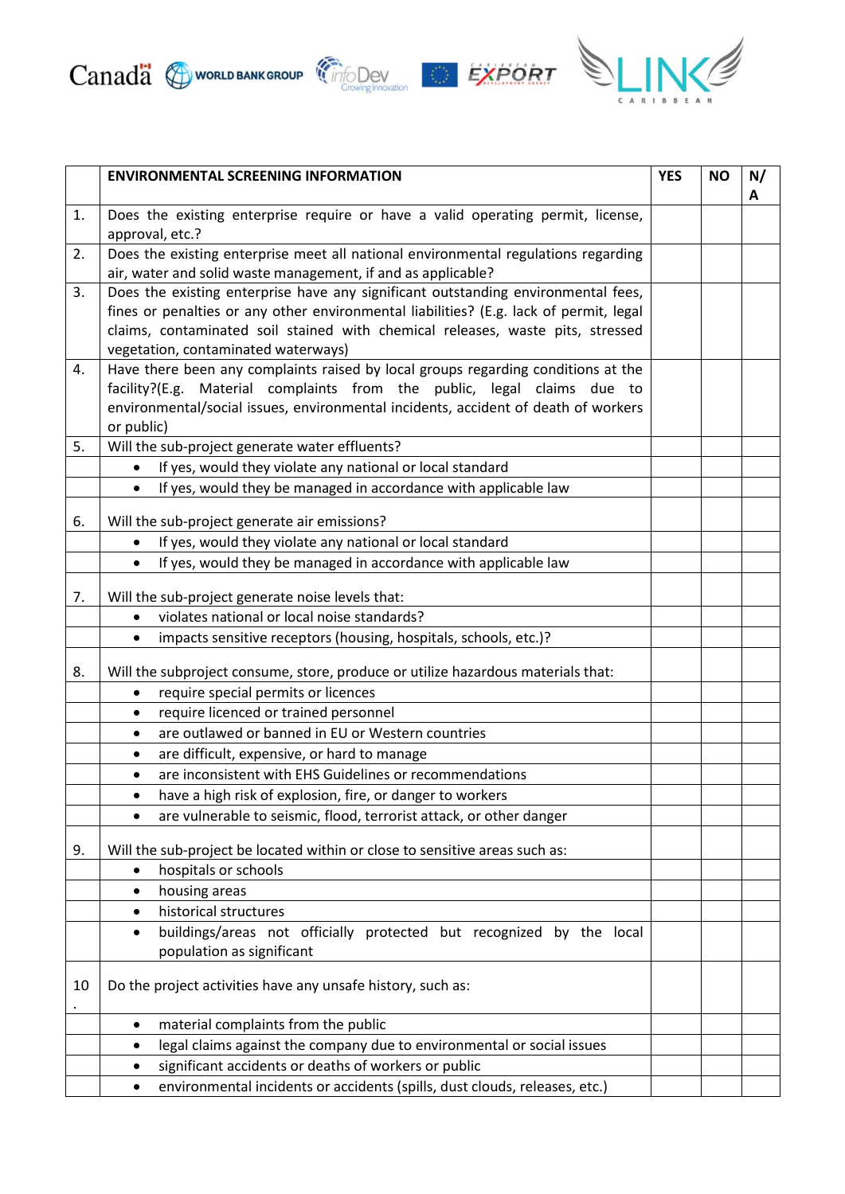|  | ENVIRONMENTAL SCREENING INFORMATION | YES | NO | N/A |
|---|---|---|---|---|
| 1. | Does the existing enterprise require or have a valid operating permit, license, approval, etc.? |  |  |  |
| 2. | Does the existing enterprise meet all national environmental regulations regarding air, water and solid waste management, if and as applicable? |  |  |  |
| 3. | Does the existing enterprise have any significant outstanding environmental fees, fines or penalties or any other environmental liabilities? (E.g. lack of permit, legal claims, contaminated soil stained with chemical releases, waste pits, stressed vegetation, contaminated waterways) |  |  |  |
| 4. | Have there been any complaints raised by local groups regarding conditions at the facility?(E.g. Material complaints from the public, legal claims due to environmental/social issues, environmental incidents, accident of death of workers or public) |  |  |  |
| 5. | Will the sub-project generate water effluents? |  |  |  |
|  | • If yes, would they violate any national or local standard |  |  |  |
|  | • If yes, would they be managed in accordance with applicable law |  |  |  |
| 6. | Will the sub-project generate air emissions? |  |  |  |
|  | • If yes, would they violate any national or local standard |  |  |  |
|  | • If yes, would they be managed in accordance with applicable law |  |  |  |
| 7. | Will the sub-project generate noise levels that: |  |  |  |
|  | • violates national or local noise standards? |  |  |  |
|  | • impacts sensitive receptors (housing, hospitals, schools, etc.)? |  |  |  |
| 8. | Will the subproject consume, store, produce or utilize hazardous materials that: |  |  |  |
|  | • require special permits or licences |  |  |  |
|  | • require licenced or trained personnel |  |  |  |
|  | • are outlawed or banned in EU or Western countries |  |  |  |
|  | • are difficult, expensive, or hard to manage |  |  |  |
|  | • are inconsistent with EHS Guidelines or recommendations |  |  |  |
|  | • have a high risk of explosion, fire, or danger to workers |  |  |  |
|  | • are vulnerable to seismic, flood, terrorist attack, or other danger |  |  |  |
| 9. | Will the sub-project be located within or close to sensitive areas such as: |  |  |  |
|  | • hospitals or schools |  |  |  |
|  | • housing areas |  |  |  |
|  | • historical structures |  |  |  |
|  | • buildings/areas not officially protected but recognized by the local population as significant |  |  |  |
| 10. | Do the project activities have any unsafe history, such as: |  |  |  |
|  | • material complaints from the public |  |  |  |
|  | • legal claims against the company due to environmental or social issues |  |  |  |
|  | • significant accidents or deaths of workers or public |  |  |  |
|  | • environmental incidents or accidents (spills, dust clouds, releases, etc.) |  |  |  |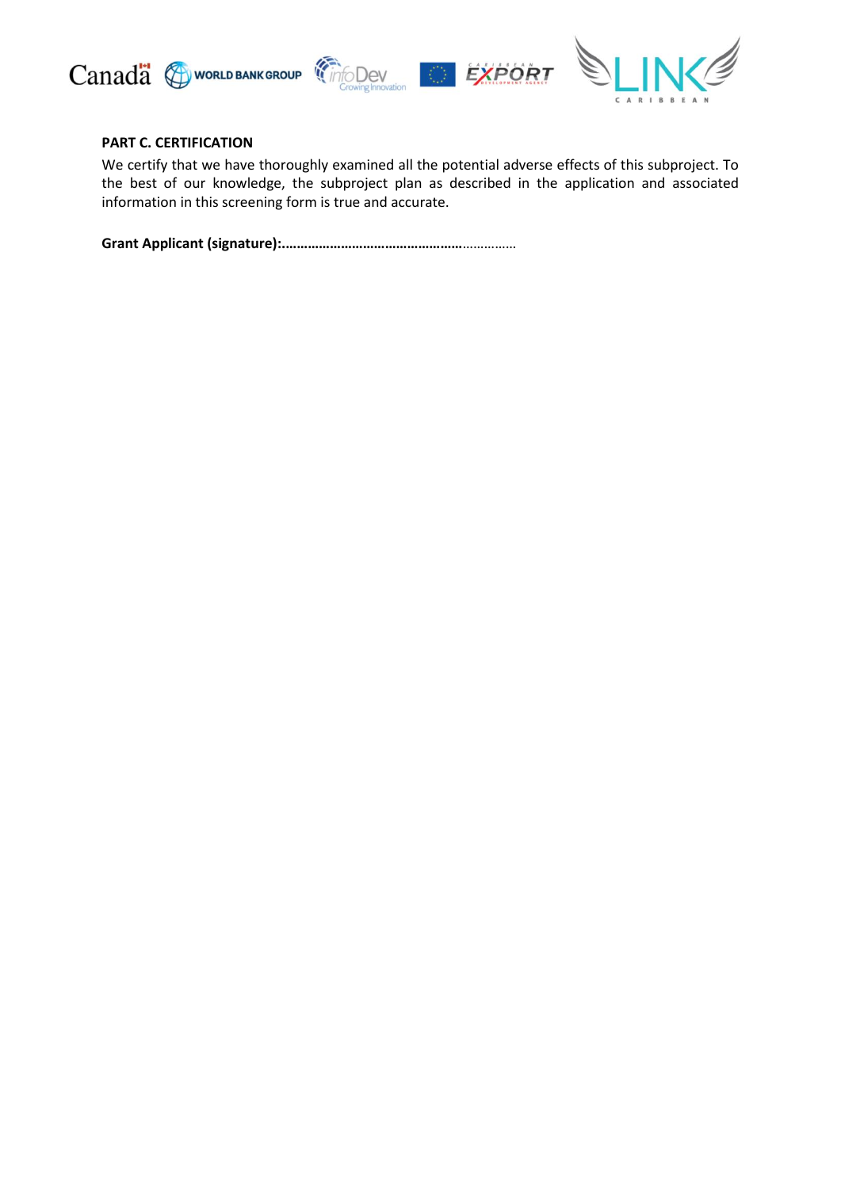**PART C. CERTIFICATION**

We certify that we have thoroughly examined all the potential adverse effects of this subproject. To the best of our knowledge, the subproject plan as described in the application and associated information in this screening form is true and accurate.

**Grant Applicant (signature):……………………………………………**……………